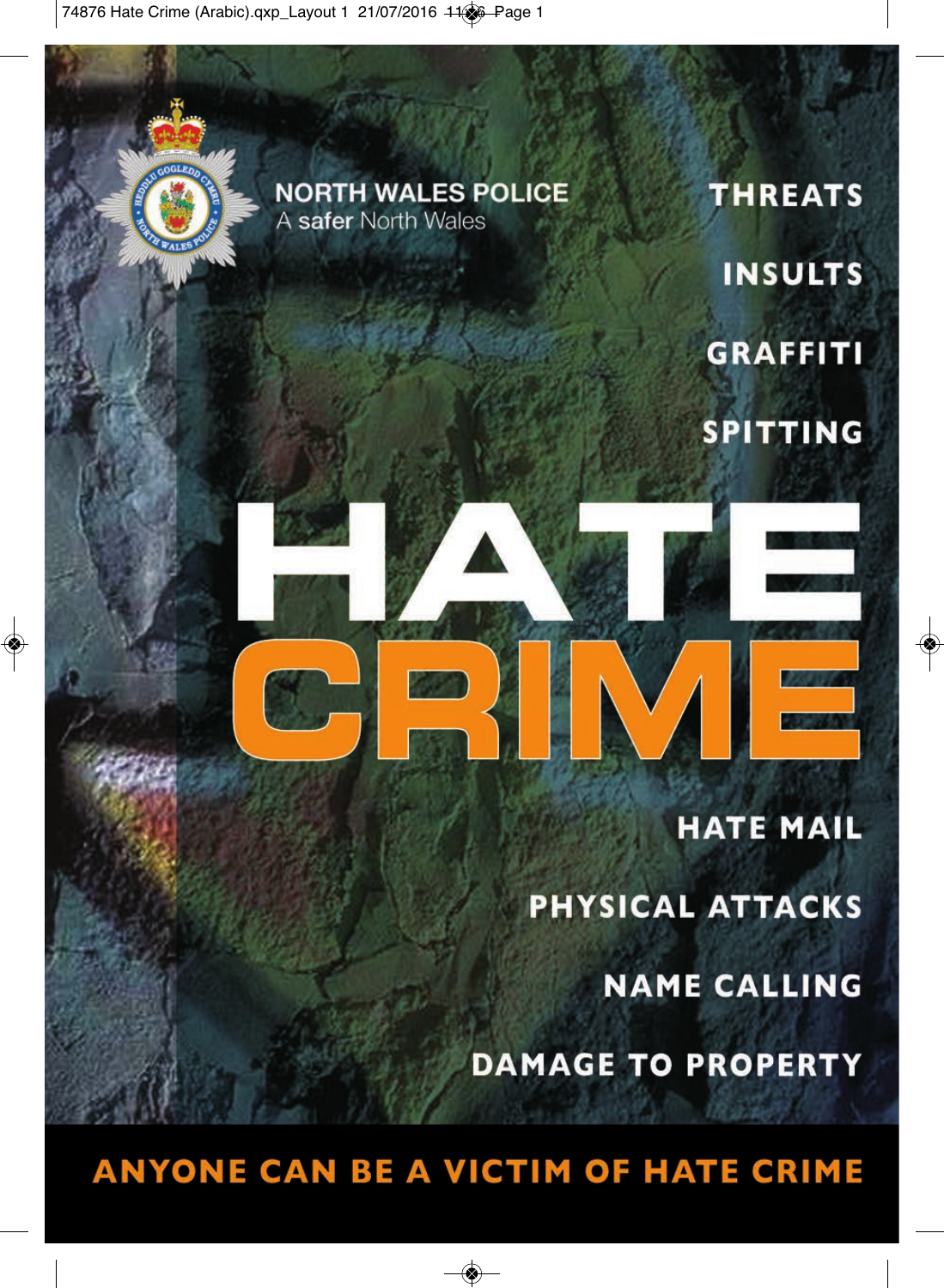NORTH WALES POLICE
A safer North Wales

THREATS

INSULTS

GRAFFITI

SPITTING

# HATE CRIME

HATE MAIL

PHYSICAL ATTACKS

NAME CALLING

DAMAGE TO PROPERTY

**ANYONE CAN BE A VICTIM OF HATE CRIME**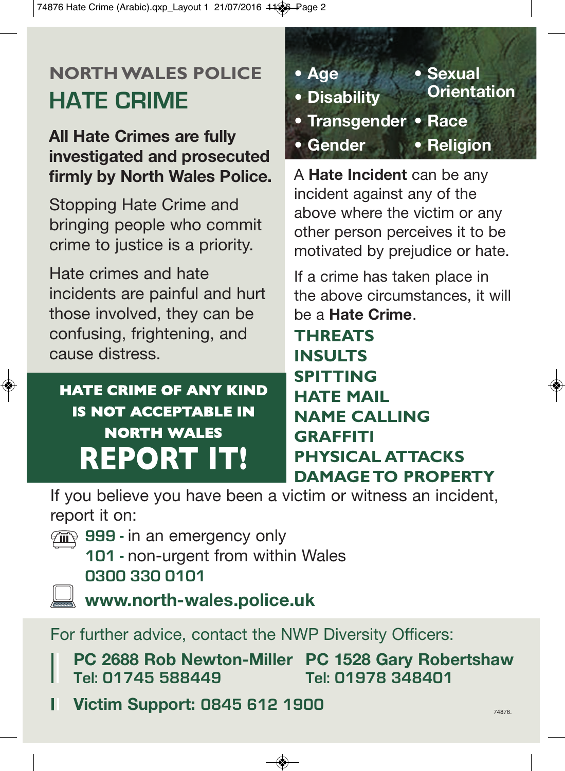## NORTH WALES POLICE

# HATE CRIME

**All Hate Crimes are fully investigated and prosecuted firmly by North Wales Police.**

Stopping Hate Crime and bringing people who commit crime to justice is a priority.

Hate crimes and hate incidents are painful and hurt those involved, they can be confusing, frightening, and cause distress.

**HATE CRIME OF ANY KIND IS NOT ACCEPTABLE IN NORTH WALES**

**REPORT IT!**

- Age
- Disability
- Transgender
- Gender
- Sexual Orientation
- Race
- Religion

A **Hate Incident** can be any incident against any of the above where the victim or any other person perceives it to be motivated by prejudice or hate.

If a crime has taken place in the above circumstances, it will be a **Hate Crime**.

**THREATS**
**INSULTS**
**SPITTING**
**HATE MAIL**
**NAME CALLING**
**GRAFFITI**
**PHYSICAL ATTACKS**
**DAMAGE TO PROPERTY**

If you believe you have been a victim or witness an incident, report it on:

**999** - in an emergency only
**101** - non-urgent from within Wales
**0300 330 0101**

**www.north-wales.police.uk**

For further advice, contact the NWP Diversity Officers:

**PC 2688 Rob Newton-Miller**
**Tel: 01745 588449**

**PC 1528 Gary Robertshaw**
**Tel: 01978 348401**

**Victim Support: 0845 612 1900**

74876.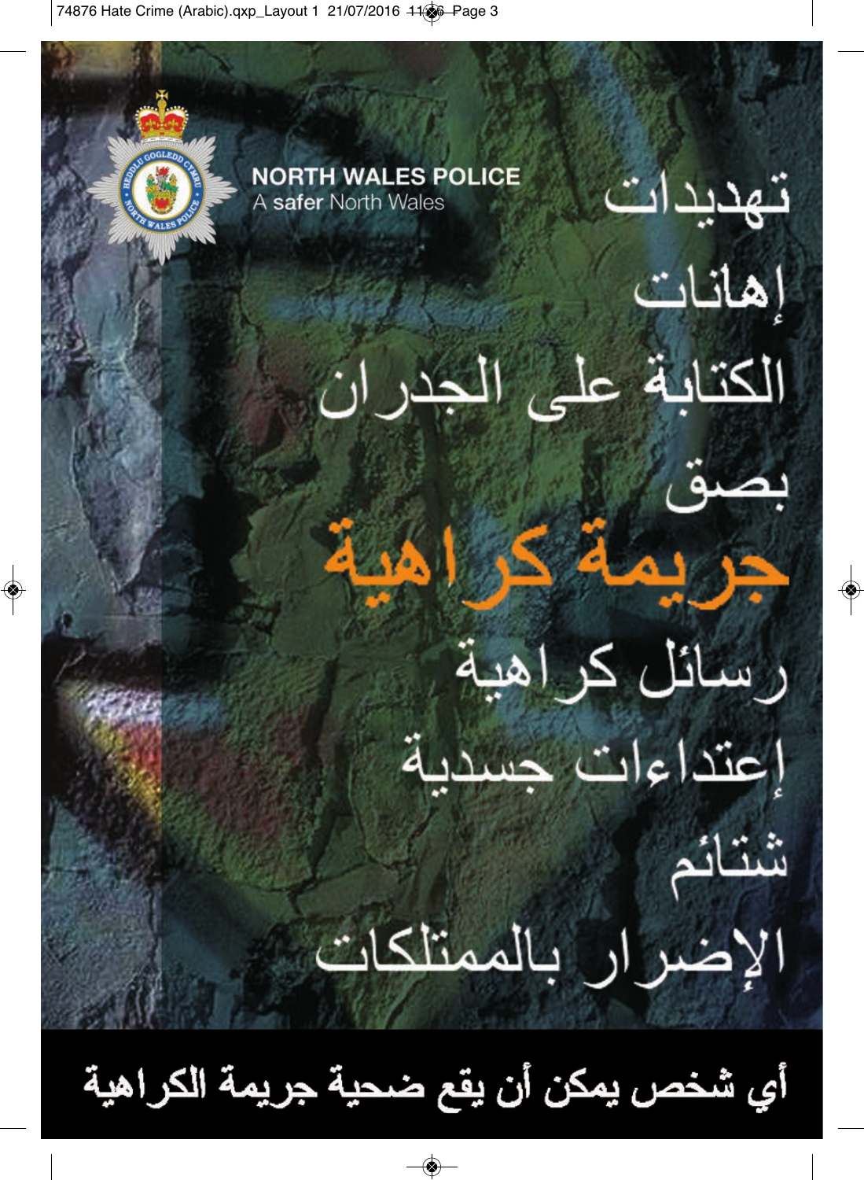NORTH WALES POLICE
A **safer** North Wales

تهديدات

إهانات

الكتابة على الجدران

بصق

# جريمة كراهية

رسائل كراهية

إعتداءات جسدية

شتائم

الإضرار بالممتلكات

**أي شخص يمكن أن يقع ضحية جريمة الكراهية**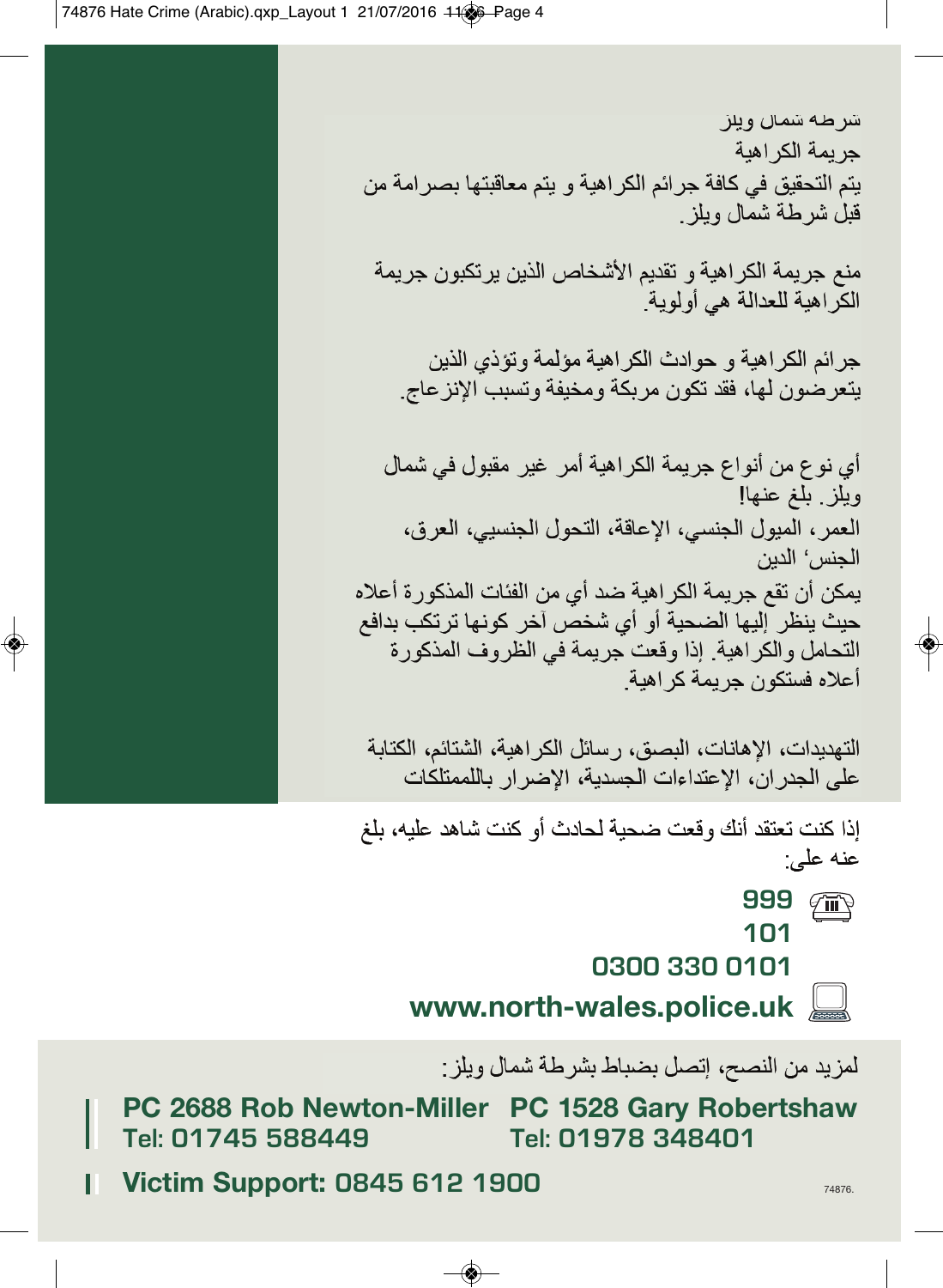شرطة شمال ويلز

جريمة الكراهية

يتم التحقيق في كافة جرائم الكراهية و يتم معاقبتها بصرامة من قبل شرطة شمال ويلز.

منع جريمة الكراهية و تقديم الأشخاص الذين يرتكبون جريمة الكراهية للعدالة هي أولوية.

جرائم الكراهية و حوادث الكراهية مؤلمة وتؤذي الذين يتعرضون لها، فقد تكون مربكة ومخيفة وتسبب الإنزعاج.

أي نوع من أنواع جريمة الكراهية أمر غير مقبول في شمال ويلز. بلغ عنها!

العمر، الميول الجنسي، الإعاقة، التحول الجنسيي، العرق، الجنس، الدين

يمكن أن تقع جريمة الكراهية ضد أي من الفئات المذكورة أعلاه حيث ينظر إليها الضحية أو أي شخص آخر كونها ترتكب بدافع التحامل والكراهية. إذا وقعت جريمة في الظروف المذكورة أعلاه فستكون جريمة كراهية.

التهديدات، الإهانات، البصق، رسائل الكراهية، الشتائم، الكتابة على الجدران، الإعتداءات الجسدية، الإضرار بالممتلكات

إذا كنت تعتقد أنك وقعت ضحية لحادث أو كنت شاهد عليه، بلغ عنه على:

**999**
**101**
**0300 330 0101**
**www.north-wales.police.uk**

لمزيد من النصح، إتصل بضباط بشرطة شمال ويلز:

**PC 2688 Rob Newton-Miller**
**Tel: 01745 588449**

**PC 1528 Gary Robertshaw**
**Tel: 01978 348401**

**Victim Support: 0845 612 1900**

74876.